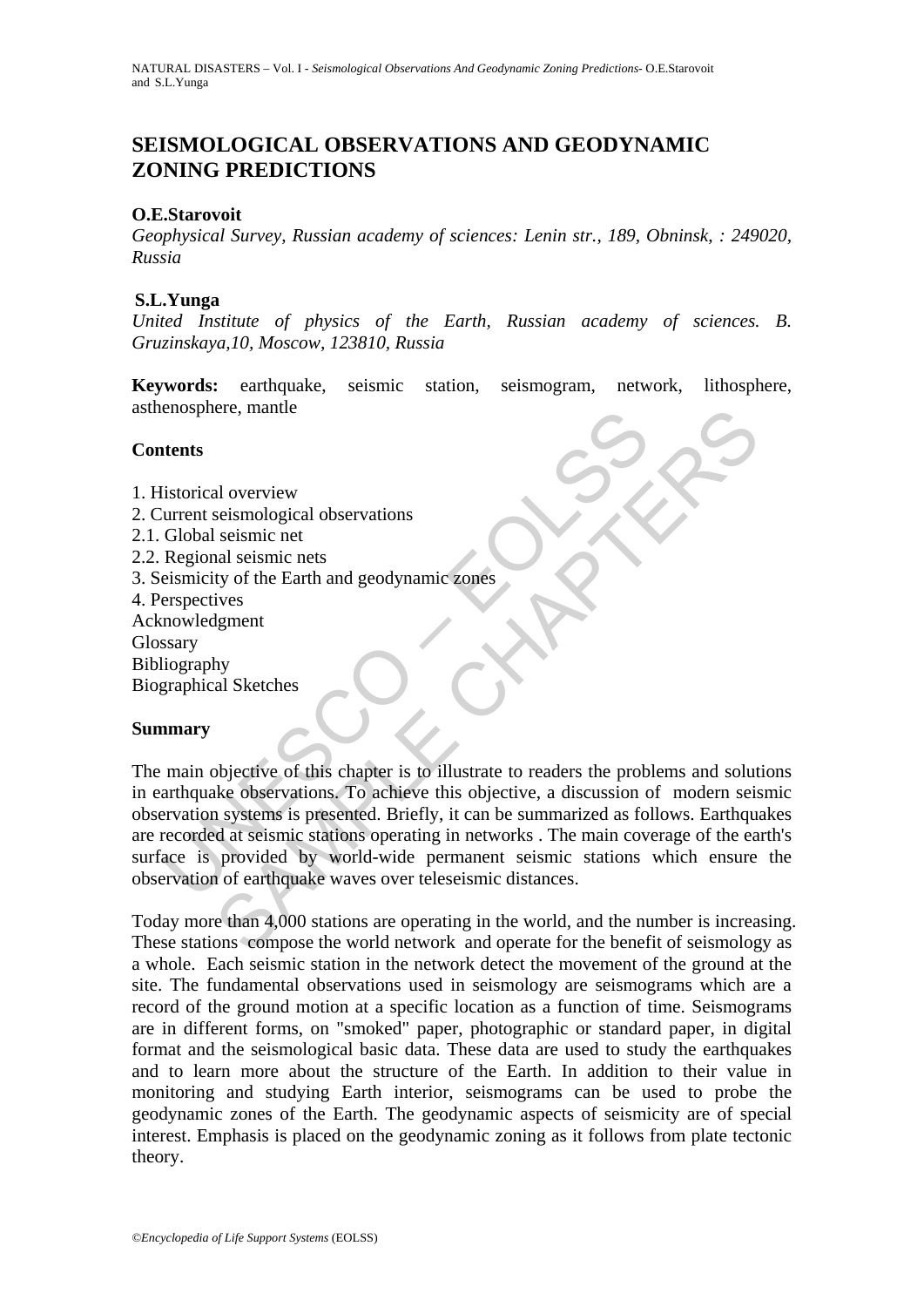# SEISMOLOGICAL OBSERVATIONS AND GEODYNAMIC ZONING PREDICTIONS

**O.E.Starovoit**

*Geophysical Survey, Russian academy of sciences: Lenin str., 189, Obninsk, : 249020, Russia*

**S.L.Yunga**

*United Institute of physics of the Earth, Russian academy of sciences. B. Gruzinskaya,10, Moscow, 123810, Russia*

**Keywords:** earthquake, seismic station, seismogram, network, lithosphere, asthenosphere, mantle

## Contents

1. Historical overview
2. Current seismological observations
2.1. Global seismic net
2.2. Regional seismic nets
3. Seismicity of the Earth and geodynamic zones
4. Perspectives
Acknowledgment
Glossary
Bibliography
Biographical Sketches

## Summary

The main objective of this chapter is to illustrate to readers the problems and solutions in earthquake observations. To achieve this objective, a discussion of modern seismic observation systems is presented. Briefly, it can be summarized as follows. Earthquakes are recorded at seismic stations operating in networks . The main coverage of the earth's surface is provided by world-wide permanent seismic stations which ensure the observation of earthquake waves over teleseismic distances.

Today more than 4,000 stations are operating in the world, and the number is increasing. These stations compose the world network and operate for the benefit of seismology as a whole. Each seismic station in the network detect the movement of the ground at the site. The fundamental observations used in seismology are seismograms which are a record of the ground motion at a specific location as a function of time. Seismograms are in different forms, on "smoked" paper, photographic or standard paper, in digital format and the seismological basic data. These data are used to study the earthquakes and to learn more about the structure of the Earth. In addition to their value in monitoring and studying Earth interior, seismograms can be used to probe the geodynamic zones of the Earth. The geodynamic aspects of seismicity are of special interest. Emphasis is placed on the geodynamic zoning as it follows from plate tectonic theory.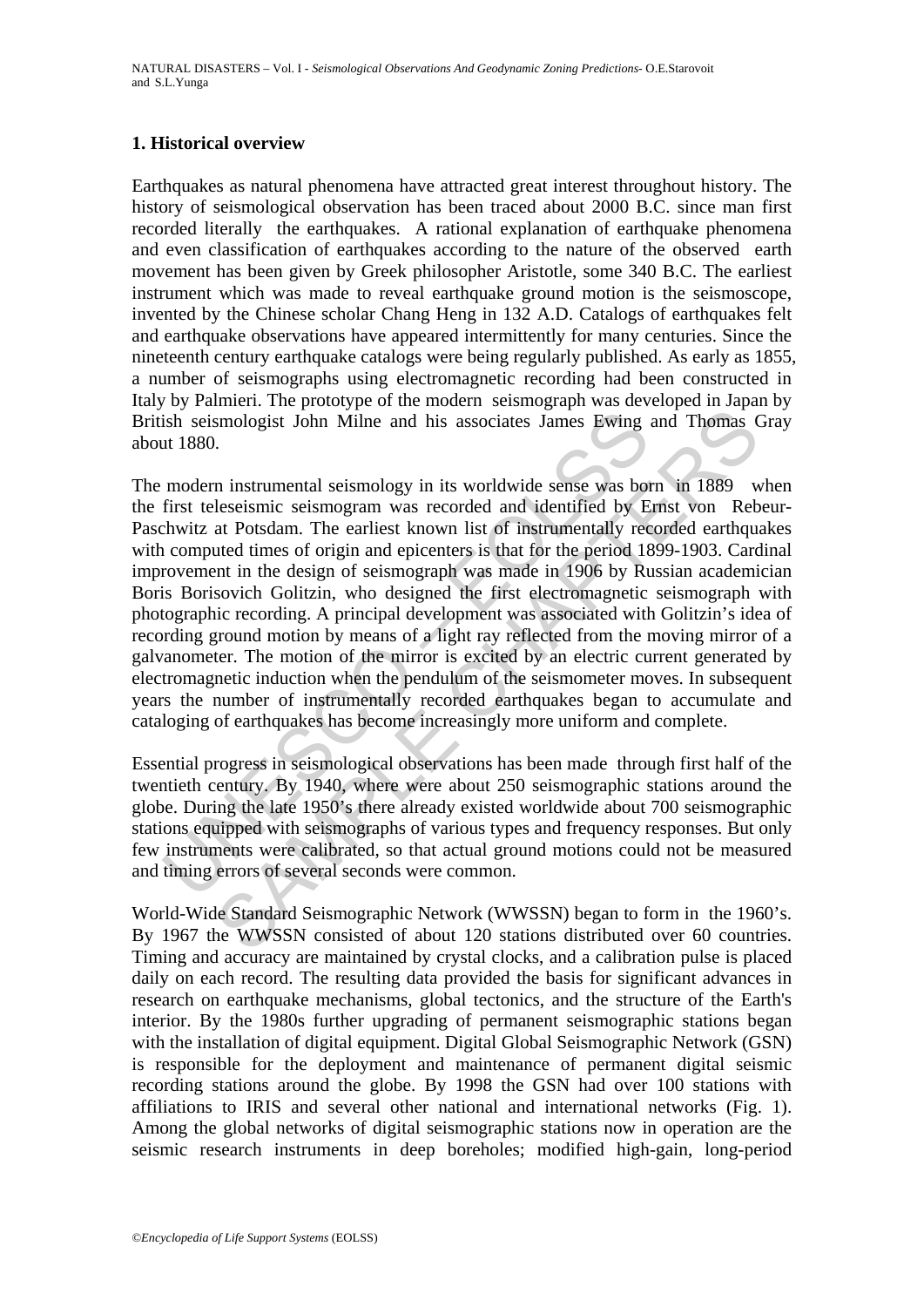## 1. Historical overview

Earthquakes as natural phenomena have attracted great interest throughout history. The history of seismological observation has been traced about 2000 B.C. since man first recorded literally the earthquakes. A rational explanation of earthquake phenomena and even classification of earthquakes according to the nature of the observed earth movement has been given by Greek philosopher Aristotle, some 340 B.C. The earliest instrument which was made to reveal earthquake ground motion is the seismoscope, invented by the Chinese scholar Chang Heng in 132 A.D. Catalogs of earthquakes felt and earthquake observations have appeared intermittently for many centuries. Since the nineteenth century earthquake catalogs were being regularly published. As early as 1855, a number of seismographs using electromagnetic recording had been constructed in Italy by Palmieri. The prototype of the modern seismograph was developed in Japan by British seismologist John Milne and his associates James Ewing and Thomas Gray about 1880.

The modern instrumental seismology in its worldwide sense was born in 1889 when the first teleseismic seismogram was recorded and identified by Ernst von Rebeur-Paschwitz at Potsdam. The earliest known list of instrumentally recorded earthquakes with computed times of origin and epicenters is that for the period 1899-1903. Cardinal improvement in the design of seismograph was made in 1906 by Russian academician Boris Borisovich Golitzin, who designed the first electromagnetic seismograph with photographic recording. A principal development was associated with Golitzin's idea of recording ground motion by means of a light ray reflected from the moving mirror of a galvanometer. The motion of the mirror is excited by an electric current generated by electromagnetic induction when the pendulum of the seismometer moves. In subsequent years the number of instrumentally recorded earthquakes began to accumulate and cataloging of earthquakes has become increasingly more uniform and complete.

Essential progress in seismological observations has been made through first half of the twentieth century. By 1940, where were about 250 seismographic stations around the globe. During the late 1950's there already existed worldwide about 700 seismographic stations equipped with seismographs of various types and frequency responses. But only few instruments were calibrated, so that actual ground motions could not be measured and timing errors of several seconds were common.

World-Wide Standard Seismographic Network (WWSSN) began to form in the 1960's. By 1967 the WWSSN consisted of about 120 stations distributed over 60 countries. Timing and accuracy are maintained by crystal clocks, and a calibration pulse is placed daily on each record. The resulting data provided the basis for significant advances in research on earthquake mechanisms, global tectonics, and the structure of the Earth's interior. By the 1980s further upgrading of permanent seismographic stations began with the installation of digital equipment. Digital Global Seismographic Network (GSN) is responsible for the deployment and maintenance of permanent digital seismic recording stations around the globe. By 1998 the GSN had over 100 stations with affiliations to IRIS and several other national and international networks (Fig. 1). Among the global networks of digital seismographic stations now in operation are the seismic research instruments in deep boreholes; modified high-gain, long-period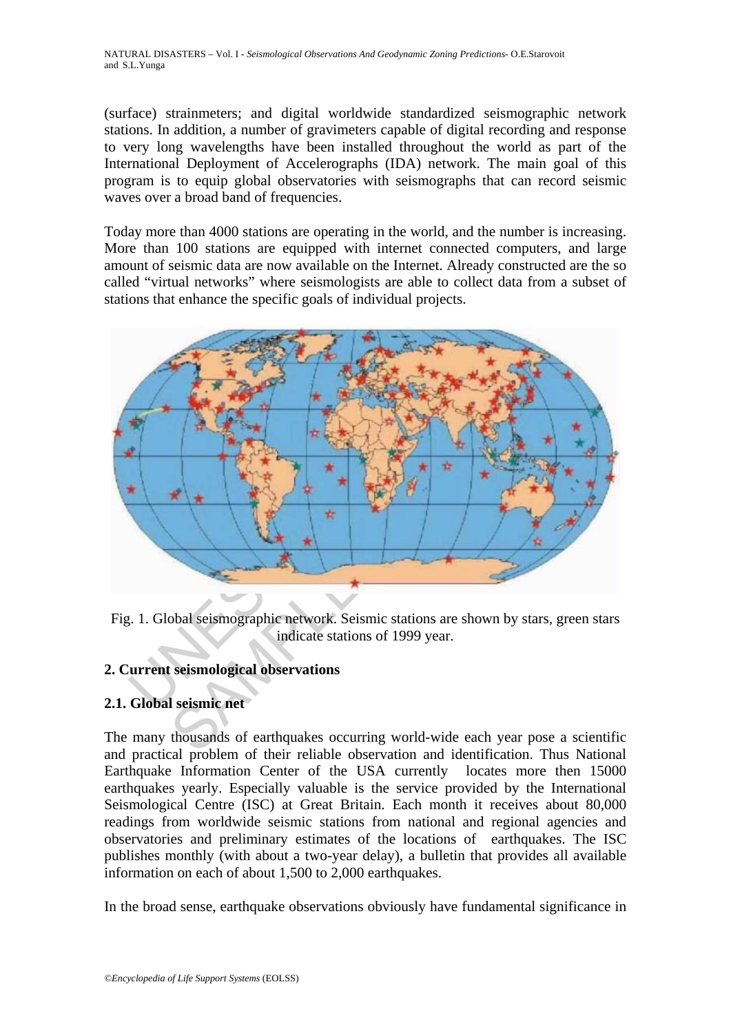(surface) strainmeters; and digital worldwide standardized seismographic network stations. In addition, a number of gravimeters capable of digital recording and response to very long wavelengths have been installed throughout the world as part of the International Deployment of Accelerographs (IDA) network. The main goal of this program is to equip global observatories with seismographs that can record seismic waves over a broad band of frequencies.

Today more than 4000 stations are operating in the world, and the number is increasing. More than 100 stations are equipped with internet connected computers, and large amount of seismic data are now available on the Internet. Already constructed are the so called "virtual networks" where seismologists are able to collect data from a subset of stations that enhance the specific goals of individual projects.

Fig. 1. Global seismographic network. Seismic stations are shown by stars, green stars indicate stations of 1999 year.

## 2. Current seismological observations

### 2.1. Global seismic net

The many thousands of earthquakes occurring world-wide each year pose a scientific and practical problem of their reliable observation and identification. Thus National Earthquake Information Center of the USA currently locates more then 15000 earthquakes yearly. Especially valuable is the service provided by the International Seismological Centre (ISC) at Great Britain. Each month it receives about 80,000 readings from worldwide seismic stations from national and regional agencies and observatories and preliminary estimates of the locations of earthquakes. The ISC publishes monthly (with about a two-year delay), a bulletin that provides all available information on each of about 1,500 to 2,000 earthquakes.

In the broad sense, earthquake observations obviously have fundamental significance in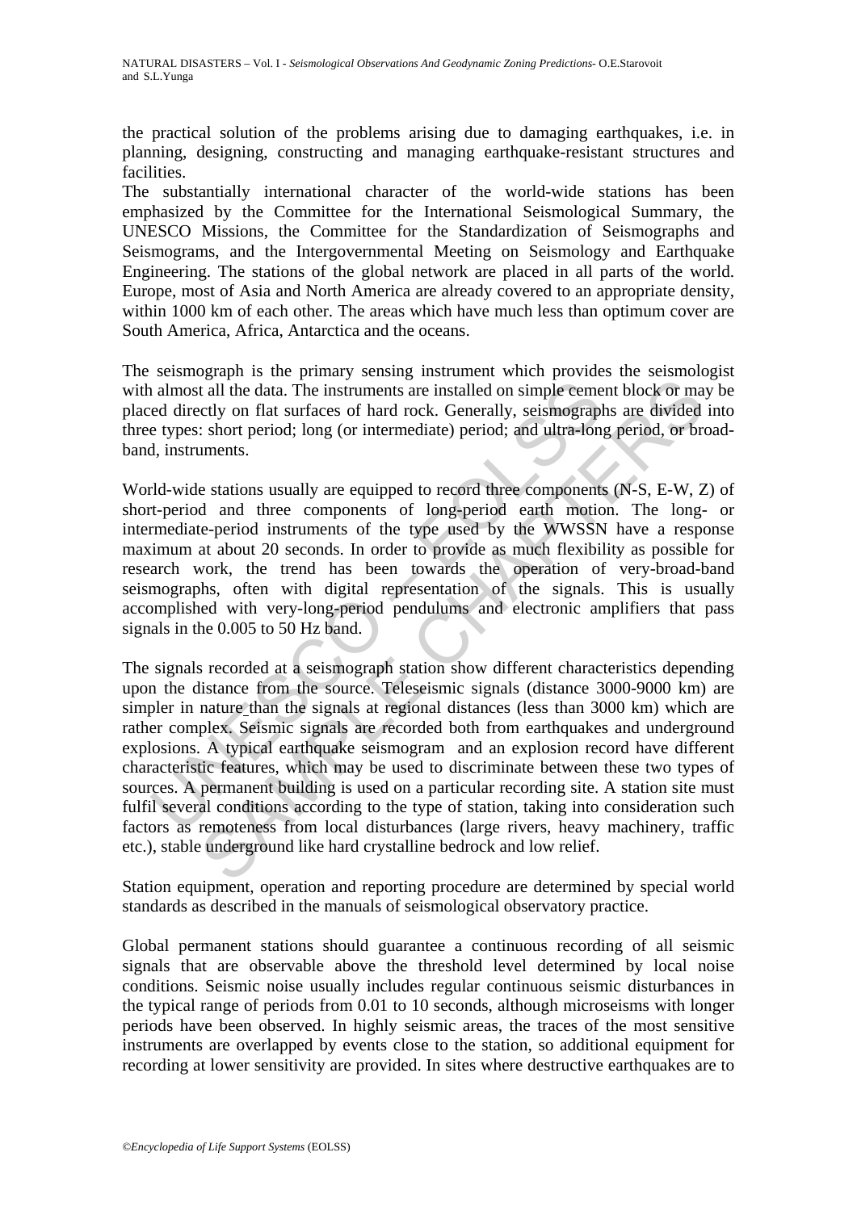the practical solution of the problems arising due to damaging earthquakes, i.e. in planning, designing, constructing and managing earthquake-resistant structures and facilities.

The substantially international character of the world-wide stations has been emphasized by the Committee for the International Seismological Summary, the UNESCO Missions, the Committee for the Standardization of Seismographs and Seismograms, and the Intergovernmental Meeting on Seismology and Earthquake Engineering. The stations of the global network are placed in all parts of the world. Europe, most of Asia and North America are already covered to an appropriate density, within 1000 km of each other. The areas which have much less than optimum cover are South America, Africa, Antarctica and the oceans.

The seismograph is the primary sensing instrument which provides the seismologist with almost all the data. The instruments are installed on simple cement block or may be placed directly on flat surfaces of hard rock. Generally, seismographs are divided into three types: short period; long (or intermediate) period; and ultra-long period, or broad-band, instruments.

World-wide stations usually are equipped to record three components (N-S, E-W, Z) of short-period and three components of long-period earth motion. The long- or intermediate-period instruments of the type used by the WWSSN have a response maximum at about 20 seconds. In order to provide as much flexibility as possible for research work, the trend has been towards the operation of very-broad-band seismographs, often with digital representation of the signals. This is usually accomplished with very-long-period pendulums and electronic amplifiers that pass signals in the 0.005 to 50 Hz band.

The signals recorded at a seismograph station show different characteristics depending upon the distance from the source. Teleseismic signals (distance 3000-9000 km) are simpler in nature than the signals at regional distances (less than 3000 km) which are rather complex. Seismic signals are recorded both from earthquakes and underground explosions. A typical earthquake seismogram and an explosion record have different characteristic features, which may be used to discriminate between these two types of sources. A permanent building is used on a particular recording site. A station site must fulfil several conditions according to the type of station, taking into consideration such factors as remoteness from local disturbances (large rivers, heavy machinery, traffic etc.), stable underground like hard crystalline bedrock and low relief.

Station equipment, operation and reporting procedure are determined by special world standards as described in the manuals of seismological observatory practice.

Global permanent stations should guarantee a continuous recording of all seismic signals that are observable above the threshold level determined by local noise conditions. Seismic noise usually includes regular continuous seismic disturbances in the typical range of periods from 0.01 to 10 seconds, although microseisms with longer periods have been observed. In highly seismic areas, the traces of the most sensitive instruments are overlapped by events close to the station, so additional equipment for recording at lower sensitivity are provided. In sites where destructive earthquakes are to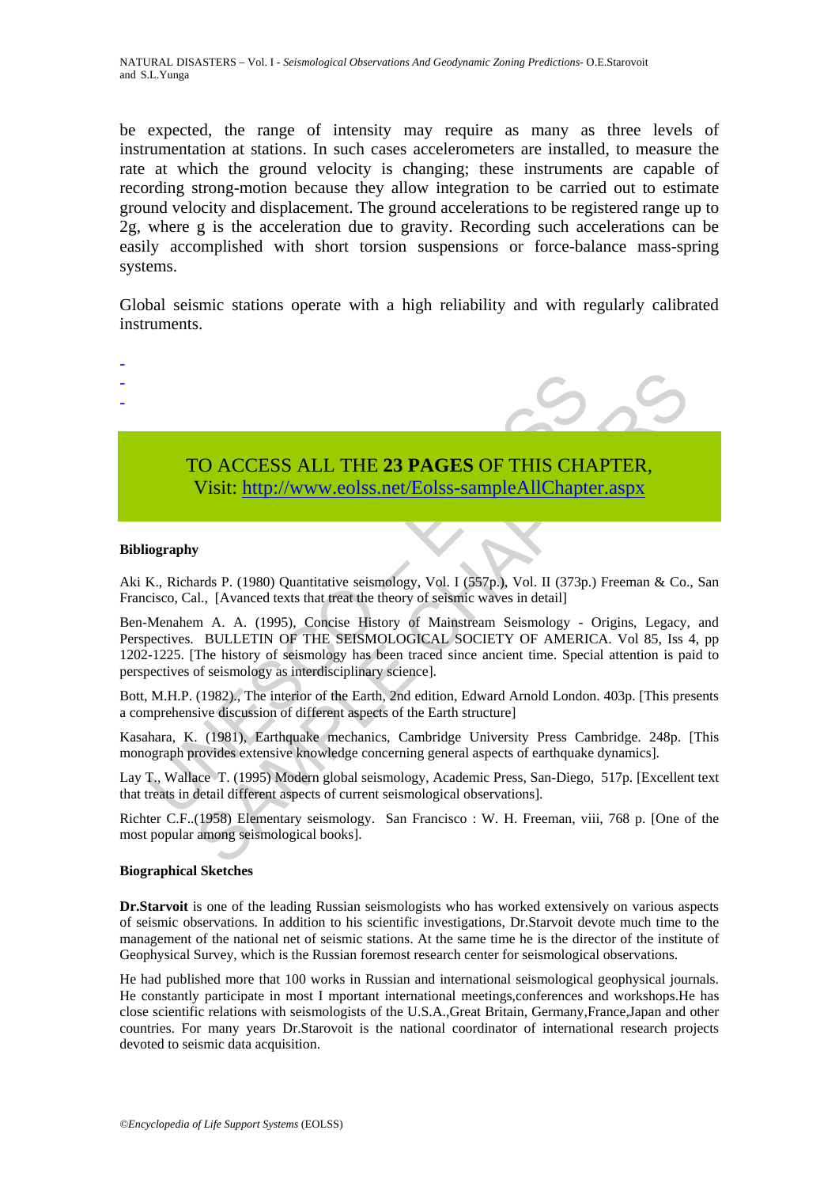be expected, the range of intensity may require as many as three levels of instrumentation at stations. In such cases accelerometers are installed, to measure the rate at which the ground velocity is changing; these instruments are capable of recording strong-motion because they allow integration to be carried out to estimate ground velocity and displacement. The ground accelerations to be registered range up to 2g, where g is the acceleration due to gravity. Recording such accelerations can be easily accomplished with short torsion suspensions or force-balance mass-spring systems.

Global seismic stations operate with a high reliability and with regularly calibrated instruments.

-
-
-

TO ACCESS ALL THE **23 PAGES** OF THIS CHAPTER,
Visit: http://www.eolss.net/Eolss-sampleAllChapter.aspx

**Bibliography**

Aki K., Richards P. (1980) Quantitative seismology, Vol. I (557p.), Vol. II (373p.) Freeman & Co., San Francisco, Cal., [Avanced texts that treat the theory of seismic waves in detail]

Ben-Menahem A. A. (1995), Concise History of Mainstream Seismology - Origins, Legacy, and Perspectives. BULLETIN OF THE SEISMOLOGICAL SOCIETY OF AMERICA. Vol 85, Iss 4, pp 1202-1225. [The history of seismology has been traced since ancient time. Special attention is paid to perspectives of seismology as interdisciplinary science].

Bott, M.H.P. (1982)., The interior of the Earth, 2nd edition, Edward Arnold London. 403p. [This presents a comprehensive discussion of different aspects of the Earth structure]

Kasahara, K. (1981), Earthquake mechanics, Cambridge University Press Cambridge. 248p. [This monograph provides extensive knowledge concerning general aspects of earthquake dynamics].

Lay T., Wallace T. (1995) Modern global seismology, Academic Press, San-Diego, 517p. [Excellent text that treats in detail different aspects of current seismological observations].

Richter C.F..(1958) Elementary seismology. San Francisco : W. H. Freeman, viii, 768 p. [One of the most popular among seismological books].

**Biographical Sketches**

**Dr.Starvoit** is one of the leading Russian seismologists who has worked extensively on various aspects of seismic observations. In addition to his scientific investigations, Dr.Starvoit devote much time to the management of the national net of seismic stations. At the same time he is the director of the institute of Geophysical Survey, which is the Russian foremost research center for seismological observations.

He had published more that 100 works in Russian and international seismological geophysical journals. He constantly participate in most I mportant international meetings,conferences and workshops.He has close scientific relations with seismologists of the U.S.A.,Great Britain, Germany,France,Japan and other countries. For many years Dr.Starovoit is the national coordinator of international research projects devoted to seismic data acquisition.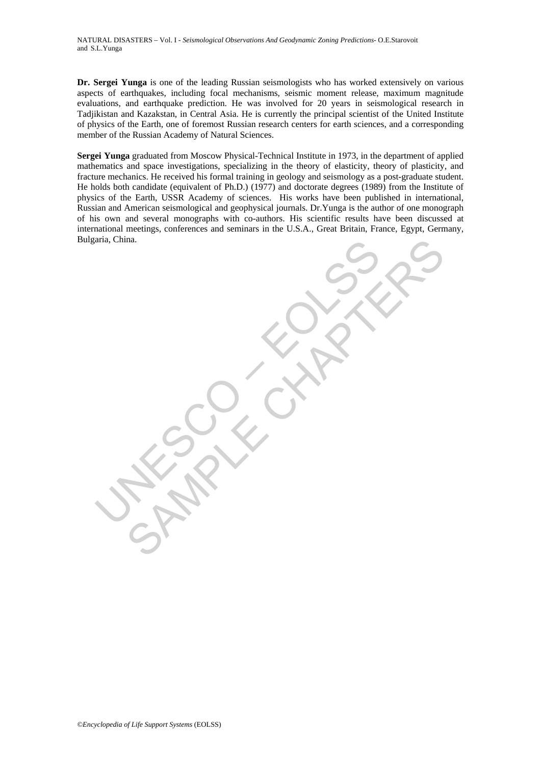**Dr. Sergei Yunga** is one of the leading Russian seismologists who has worked extensively on various aspects of earthquakes, including focal mechanisms, seismic moment release, maximum magnitude evaluations, and earthquake prediction. He was involved for 20 years in seismological research in Tadjikistan and Kazakstan, in Central Asia. He is currently the principal scientist of the United Institute of physics of the Earth, one of foremost Russian research centers for earth sciences, and a corresponding member of the Russian Academy of Natural Sciences.

**Sergei Yunga** graduated from Moscow Physical-Technical Institute in 1973, in the department of applied mathematics and space investigations, specializing in the theory of elasticity, theory of plasticity, and fracture mechanics. He received his formal training in geology and seismology as a post-graduate student. He holds both candidate (equivalent of Ph.D.) (1977) and doctorate degrees (1989) from the Institute of physics of the Earth, USSR Academy of sciences. His works have been published in international, Russian and American seismological and geophysical journals. Dr.Yunga is the author of one monograph of his own and several monographs with co-authors. His scientific results have been discussed at international meetings, conferences and seminars in the U.S.A., Great Britain, France, Egypt, Germany, Bulgaria, China.